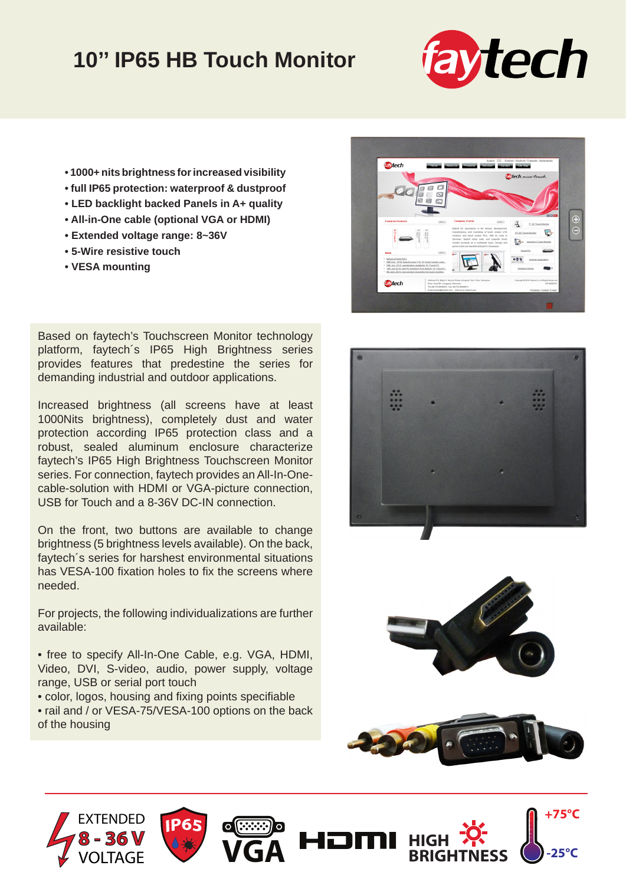# 10” IP65 HB Touch Monitor

- 1000+ nits brightness for increased visibility
- full IP65 protection: waterproof & dustproof
- LED backlight backed Panels in A+ quality
- All-in-One cable (optional VGA or HDMI)
- Extended voltage range: 8~36V
- 5-Wire resistive touch
- VESA mounting

Based on faytech’s Touchscreen Monitor technology platform, faytech´s IP65 High Brightness series provides features that predestine the series for demanding industrial and outdoor applications.

Increased brightness (all screens have at least 1000Nits brightness), completely dust and water protection according IP65 protection class and a robust, sealed aluminum enclosure characterize faytech’s IP65 High Brightness Touchscreen Monitor series. For connection, faytech provides an All-In-One-cable-solution with HDMI or VGA-picture connection, USB for Touch and a 8-36V DC-IN connection.

On the front, two buttons are available to change brightness (5 brightness levels available). On the back, faytech´s series for harshest environmental situations has VESA-100 fixation holes to fix the screens where needed.

For projects, the following individualizations are further available:

- free to specify All-In-One Cable, e.g. VGA, HDMI, Video, DVI, S-video, audio, power supply, voltage range, USB or serial port touch
- color, logos, housing and fixing points specifiable
- rail and / or VESA-75/VESA-100 options on the back of the housing

EXTENDED 8 - 36 V VOLTAGE | IP65 | VGA | HDMI | HIGH BRIGHTNESS | +75°C -25°C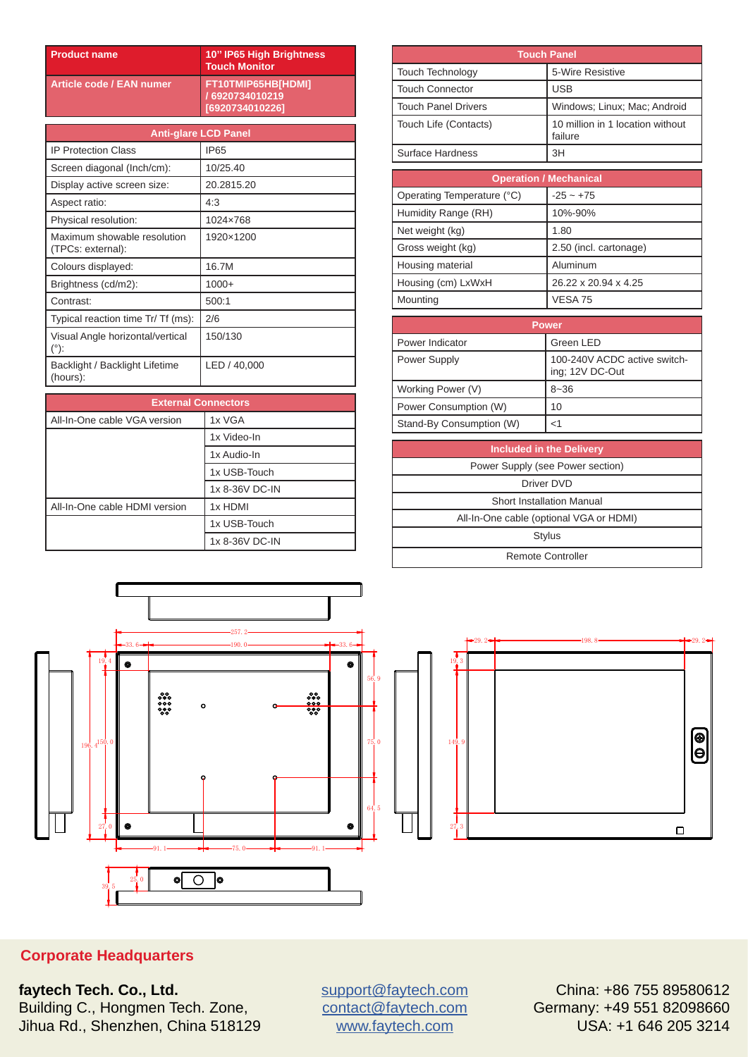| | |
|---|---|
| **Product name** | **10" IP65 High Brightness Touch Monitor** |
| **Article code / EAN numer** | **FT10TMIP65HB[HDMI] / 6920734010219 [6920734010226]** |

| Anti-glare LCD Panel | |
|---|---|
| IP Protection Class | IP65 |
| Screen diagonal (Inch/cm): | 10/25.40 |
| Display active screen size: | 20.2815.20 |
| Aspect ratio: | 4:3 |
| Physical resolution: | 1024×768 |
| Maximum showable resolution (TPCs: external): | 1920×1200 |
| Colours displayed: | 16.7M |
| Brightness (cd/m2): | 1000+ |
| Contrast: | 500:1 |
| Typical reaction time Tr/ Tf (ms): | 2/6 |
| Visual Angle horizontal/vertical (°): | 150/130 |
| Backlight / Backlight Lifetime (hours): | LED / 40,000 |

| External Connectors | |
|---|---|
| All-In-One cable VGA version | 1x VGA |
| | 1x Video-In |
| | 1x Audio-In |
| | 1x USB-Touch |
| | 1x 8-36V DC-IN |
| All-In-One cable HDMI version | 1x HDMI |
| | 1x USB-Touch |
| | 1x 8-36V DC-IN |

| Touch Panel | |
|---|---|
| Touch Technology | 5-Wire Resistive |
| Touch Connector | USB |
| Touch Panel Drivers | Windows; Linux; Mac; Android |
| Touch Life (Contacts) | 10 million in 1 location without failure |
| Surface Hardness | 3H |

| Operation / Mechanical | |
|---|---|
| Operating Temperature (°C) | -25 ~ +75 |
| Humidity Range (RH) | 10%-90% |
| Net weight (kg) | 1.80 |
| Gross weight (kg) | 2.50 (incl. cartonage) |
| Housing material | Aluminum |
| Housing (cm) LxWxH | 26.22 x 20.94 x 4.25 |
| Mounting | VESA 75 |

| Power | |
|---|---|
| Power Indicator | Green LED |
| Power Supply | 100-240V ACDC active switching; 12V DC-Out |
| Working Power (V) | 8~36 |
| Power Consumption (W) | 10 |
| Stand-By Consumption (W) | <1 |

| Included in the Delivery |
|---|
| Power Supply (see Power section) |
| Driver DVD |
| Short Installation Manual |
| All-In-One cable (optional VGA or HDMI) |
| Stylus |
| Remote Controller |

257.2
33.6 190.0 33.6
19.4 56.9
196.4 150.0 75.0
27.0 64.5
91.1 75.0 91.1
39.5 25.0

29.2 198.8 29.2
19.3
149.9
27.3

## Corporate Headquarters

**faytech Tech. Co., Ltd.**
Building C., Hongmen Tech. Zone,
Jihua Rd., Shenzhen, China 518129

support@faytech.com
contact@faytech.com
www.faytech.com

China: +86 755 89580612
Germany: +49 551 82098660
USA: +1 646 205 3214